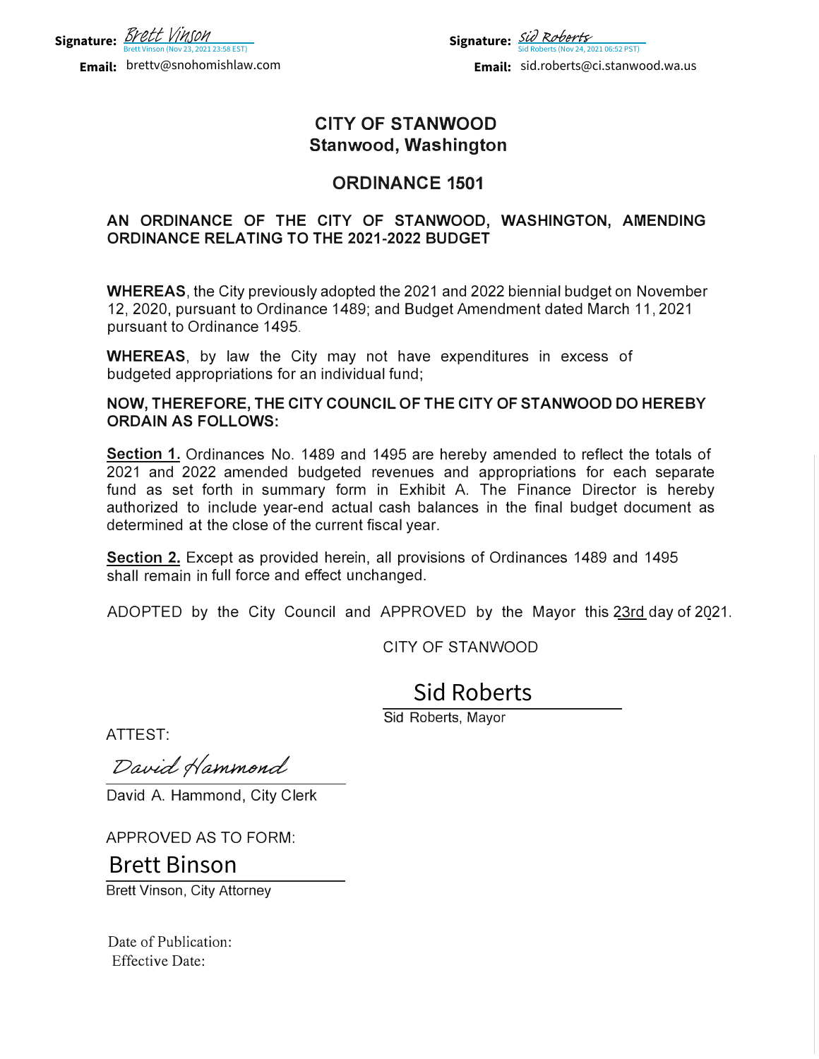**Signature:** Brett Vinson
Brett Vinson (Nov 23, 2021 23:58 EST)

**Email:** brettv@snohomishlaw.com

**Signature:** Sid Roberts
Sid Roberts (Nov 24, 2021 06:52 PST)

**Email:** sid.roberts@ci.stanwood.wa.us

# CITY OF STANWOOD
## Stanwood, Washington

## ORDINANCE 1501

**AN ORDINANCE OF THE CITY OF STANWOOD, WASHINGTON, AMENDING ORDINANCE RELATING TO THE 2021-2022 BUDGET**

**WHEREAS**, the City previously adopted the 2021 and 2022 biennial budget on November 12, 2020, pursuant to Ordinance 1489; and Budget Amendment dated March 11, 2021 pursuant to Ordinance 1495.

**WHEREAS**, by law the City may not have expenditures in excess of budgeted appropriations for an individual fund;

**NOW, THEREFORE, THE CITY COUNCIL OF THE CITY OF STANWOOD DO HEREBY ORDAIN AS FOLLOWS:**

**Section 1.** Ordinances No. 1489 and 1495 are hereby amended to reflect the totals of 2021 and 2022 amended budgeted revenues and appropriations for each separate fund as set forth in summary form in Exhibit A. The Finance Director is hereby authorized to include year-end actual cash balances in the final budget document as determined at the close of the current fiscal year.

**Section 2.** Except as provided herein, all provisions of Ordinances 1489 and 1495 shall remain in full force and effect unchanged.

ADOPTED by the City Council and APPROVED by the Mayor this 23rd day of 2021.

CITY OF STANWOOD

Sid Roberts
Sid Roberts, Mayor

ATTEST:

David Hammond
David A. Hammond, City Clerk

APPROVED AS TO FORM:

Brett Binson
Brett Vinson, City Attorney

Date of Publication:
Effective Date: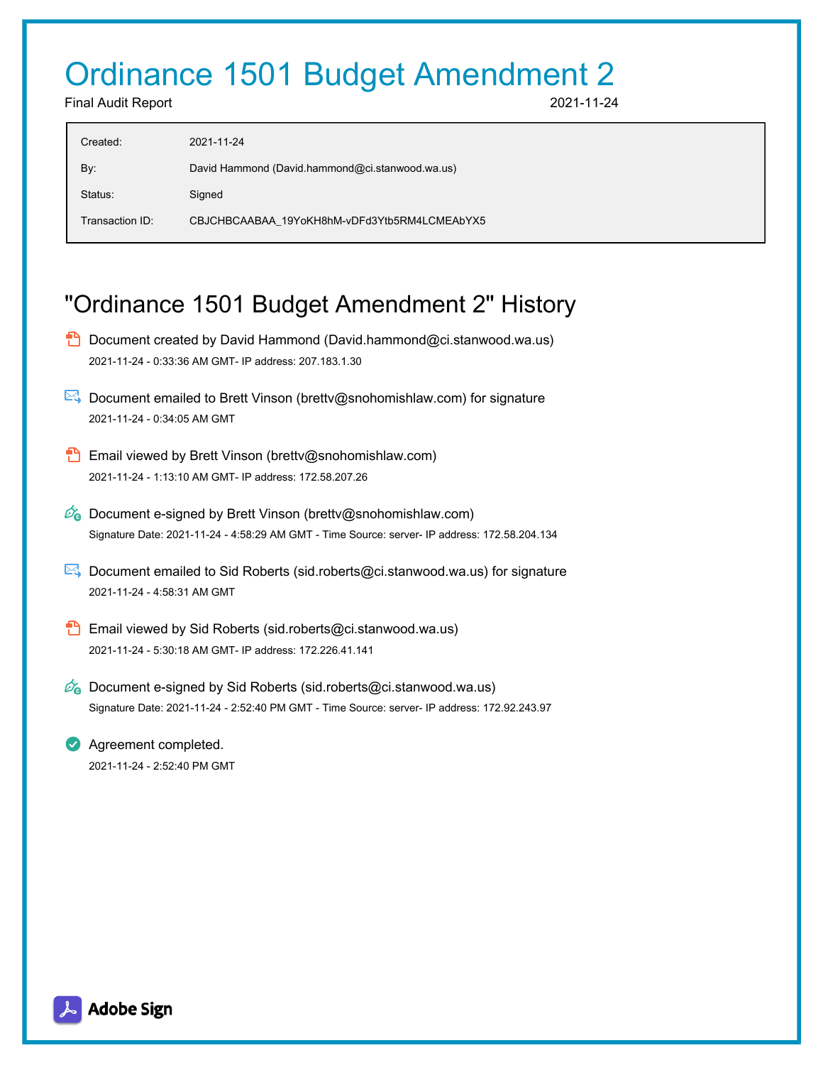# Ordinance 1501 Budget Amendment 2

Final Audit Report 2021-11-24

| | |
|---|---|
| Created: | 2021-11-24 |
| By: | David Hammond (David.hammond@ci.stanwood.wa.us) |
| Status: | Signed |
| Transaction ID: | CBJCHBCAABAA_19YoKH8hM-vDFd3Ytb5RM4LCMEAbYX5 |

## "Ordinance 1501 Budget Amendment 2" History

- Document created by David Hammond (David.hammond@ci.stanwood.wa.us)
  2021-11-24 - 0:33:36 AM GMT- IP address: 207.183.1.30

- Document emailed to Brett Vinson (brettv@snohomishlaw.com) for signature
  2021-11-24 - 0:34:05 AM GMT

- Email viewed by Brett Vinson (brettv@snohomishlaw.com)
  2021-11-24 - 1:13:10 AM GMT- IP address: 172.58.207.26

- Document e-signed by Brett Vinson (brettv@snohomishlaw.com)
  Signature Date: 2021-11-24 - 4:58:29 AM GMT - Time Source: server- IP address: 172.58.204.134

- Document emailed to Sid Roberts (sid.roberts@ci.stanwood.wa.us) for signature
  2021-11-24 - 4:58:31 AM GMT

- Email viewed by Sid Roberts (sid.roberts@ci.stanwood.wa.us)
  2021-11-24 - 5:30:18 AM GMT- IP address: 172.226.41.141

- Document e-signed by Sid Roberts (sid.roberts@ci.stanwood.wa.us)
  Signature Date: 2021-11-24 - 2:52:40 PM GMT - Time Source: server- IP address: 172.92.243.97

- Agreement completed.
  2021-11-24 - 2:52:40 PM GMT

Adobe Sign